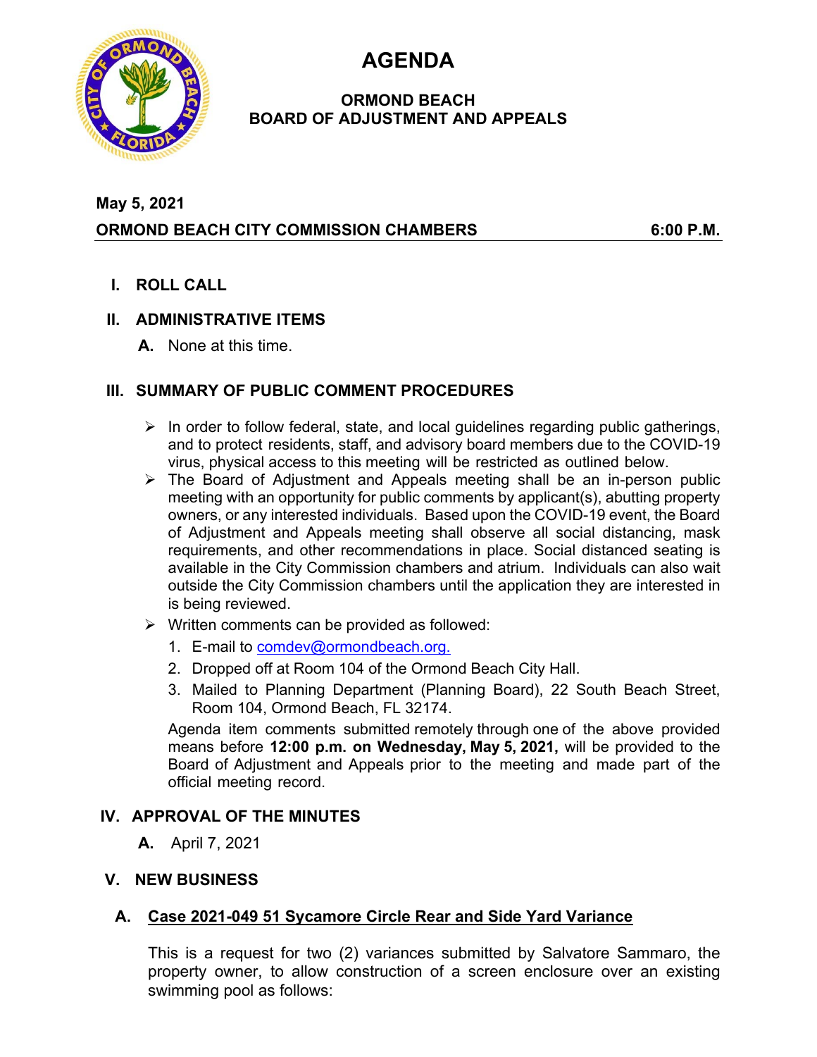# AGENDA

## ORMOND BEACH
## BOARD OF ADJUSTMENT AND APPEALS

**May 5, 2021**

**ORMOND BEACH CITY COMMISSION CHAMBERS 6:00 P.M.**

## I. ROLL CALL

## II. ADMINISTRATIVE ITEMS

**A.** None at this time.

## III. SUMMARY OF PUBLIC COMMENT PROCEDURES

- In order to follow federal, state, and local guidelines regarding public gatherings, and to protect residents, staff, and advisory board members due to the COVID-19 virus, physical access to this meeting will be restricted as outlined below.
- The Board of Adjustment and Appeals meeting shall be an in-person public meeting with an opportunity for public comments by applicant(s), abutting property owners, or any interested individuals. Based upon the COVID-19 event, the Board of Adjustment and Appeals meeting shall observe all social distancing, mask requirements, and other recommendations in place. Social distanced seating is available in the City Commission chambers and atrium. Individuals can also wait outside the City Commission chambers until the application they are interested in is being reviewed.
- Written comments can be provided as followed:
  1. E-mail to comdev@ormondbeach.org.
  2. Dropped off at Room 104 of the Ormond Beach City Hall.
  3. Mailed to Planning Department (Planning Board), 22 South Beach Street, Room 104, Ormond Beach, FL 32174.

  Agenda item comments submitted remotely through one of the above provided means before **12:00 p.m. on Wednesday, May 5, 2021,** will be provided to the Board of Adjustment and Appeals prior to the meeting and made part of the official meeting record.

## IV. APPROVAL OF THE MINUTES

**A.** April 7, 2021

## V. NEW BUSINESS

### A. Case 2021-049 51 Sycamore Circle Rear and Side Yard Variance

This is a request for two (2) variances submitted by Salvatore Sammaro, the property owner, to allow construction of a screen enclosure over an existing swimming pool as follows: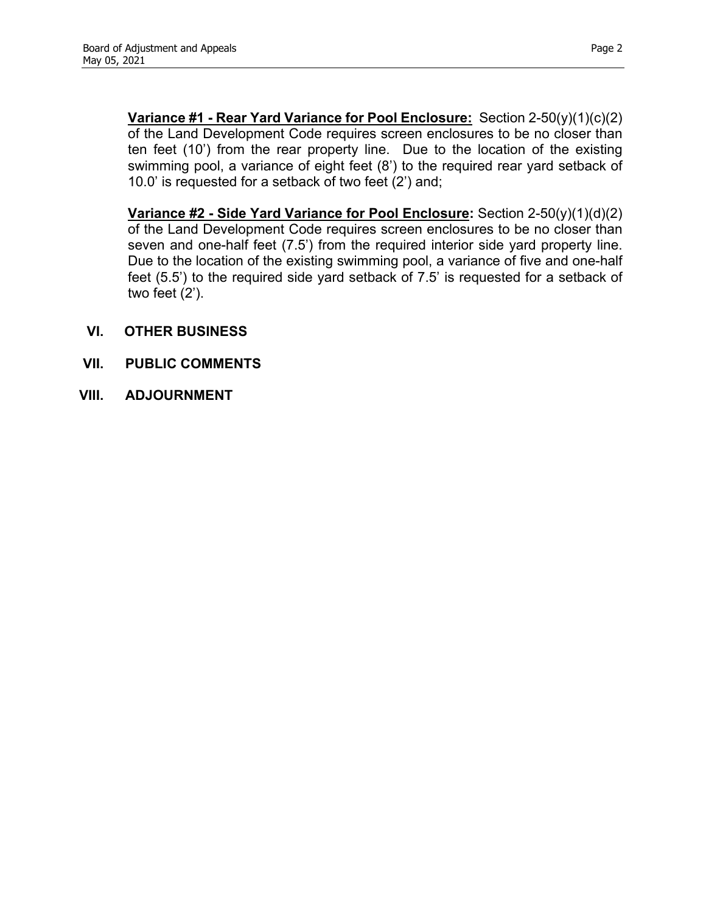**<u>Variance #1 - Rear Yard Variance for Pool Enclosure:</u>** Section 2-50(y)(1)(c)(2) of the Land Development Code requires screen enclosures to be no closer than ten feet (10') from the rear property line. Due to the location of the existing swimming pool, a variance of eight feet (8') to the required rear yard setback of 10.0' is requested for a setback of two feet (2') and;

**<u>Variance #2 - Side Yard Variance for Pool Enclosure</u>:** Section 2-50(y)(1)(d)(2) of the Land Development Code requires screen enclosures to be no closer than seven and one-half feet (7.5') from the required interior side yard property line. Due to the location of the existing swimming pool, a variance of five and one-half feet (5.5') to the required side yard setback of 7.5' is requested for a setback of two feet (2').

## VI. OTHER BUSINESS

## VII. PUBLIC COMMENTS

## VIII. ADJOURNMENT